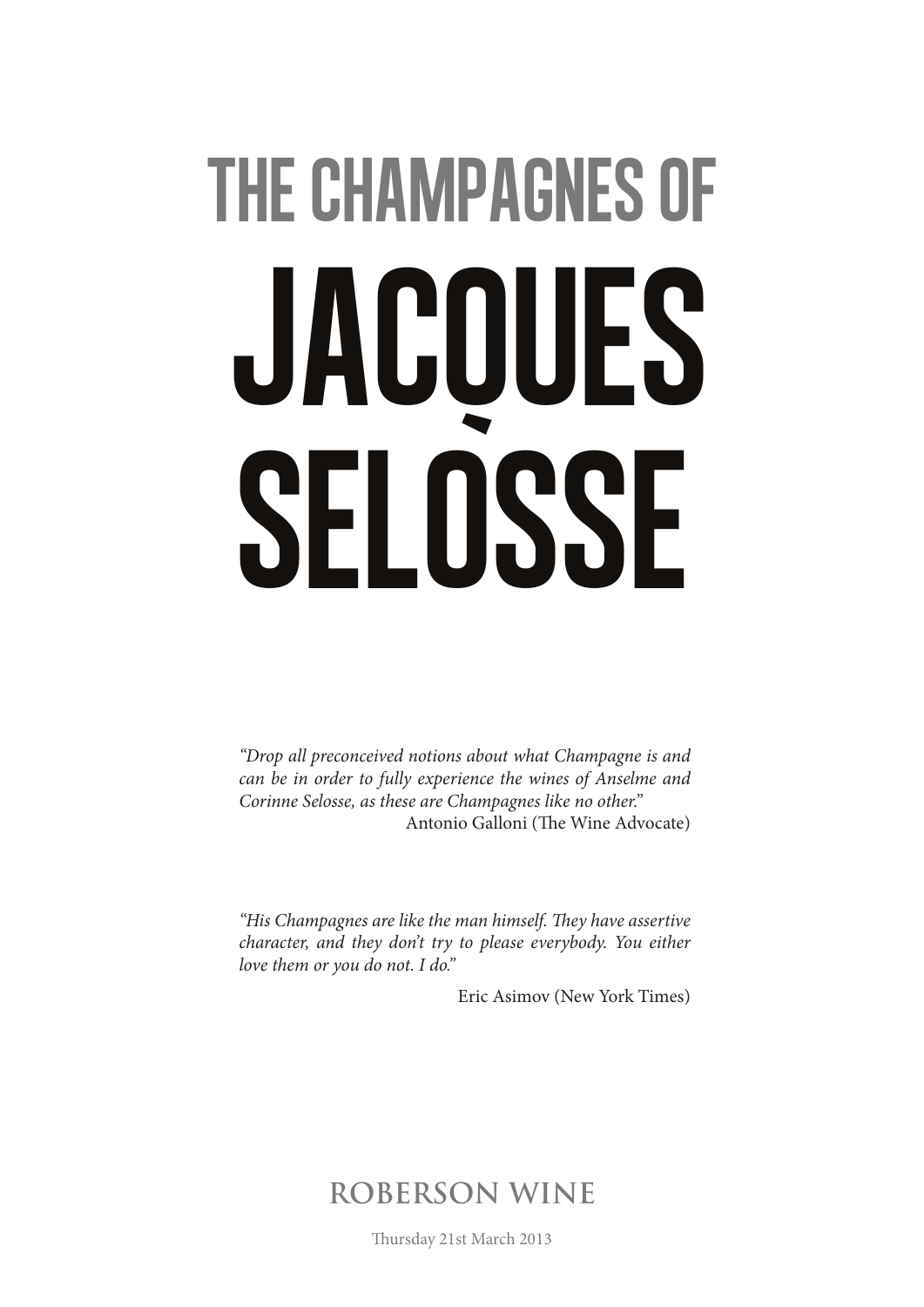## THE CHAMPAGNES OF

# JACQUES SELOSSE

*"Drop all preconceived notions about what Champagne is and can be in order to fully experience the wines of Anselme and Corinne Selosse, as these are Champagnes like no other."*

Antonio Galloni (The Wine Advocate)

*"His Champagnes are like the man himself. They have assertive character, and they don't try to please everybody. You either love them or you do not. I do."*

Eric Asimov (New York Times)

**ROBERSON WINE**

Thursday 21st March 2013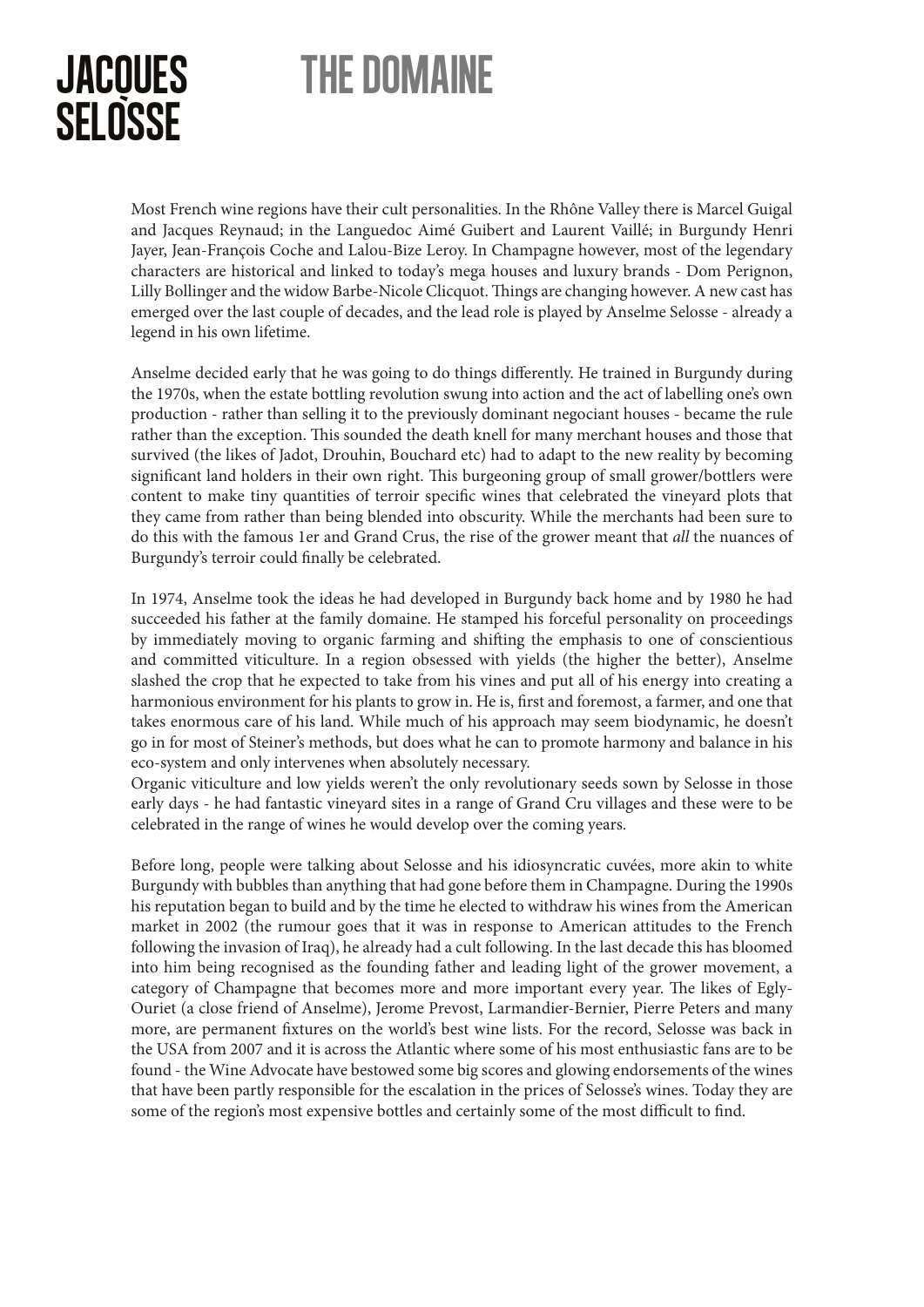# JACQUES SELOSSE

## THE DOMAINE

Most French wine regions have their cult personalities. In the Rhône Valley there is Marcel Guigal and Jacques Reynaud; in the Languedoc Aimé Guibert and Laurent Vaillé; in Burgundy Henri Jayer, Jean-François Coche and Lalou-Bize Leroy. In Champagne however, most of the legendary characters are historical and linked to today's mega houses and luxury brands - Dom Perignon, Lilly Bollinger and the widow Barbe-Nicole Clicquot. Things are changing however. A new cast has emerged over the last couple of decades, and the lead role is played by Anselme Selosse - already a legend in his own lifetime.

Anselme decided early that he was going to do things differently. He trained in Burgundy during the 1970s, when the estate bottling revolution swung into action and the act of labelling one's own production - rather than selling it to the previously dominant negociant houses - became the rule rather than the exception. This sounded the death knell for many merchant houses and those that survived (the likes of Jadot, Drouhin, Bouchard etc) had to adapt to the new reality by becoming significant land holders in their own right. This burgeoning group of small grower/bottlers were content to make tiny quantities of terroir specific wines that celebrated the vineyard plots that they came from rather than being blended into obscurity. While the merchants had been sure to do this with the famous 1er and Grand Crus, the rise of the grower meant that *all* the nuances of Burgundy's terroir could finally be celebrated.

In 1974, Anselme took the ideas he had developed in Burgundy back home and by 1980 he had succeeded his father at the family domaine. He stamped his forceful personality on proceedings by immediately moving to organic farming and shifting the emphasis to one of conscientious and committed viticulture. In a region obsessed with yields (the higher the better), Anselme slashed the crop that he expected to take from his vines and put all of his energy into creating a harmonious environment for his plants to grow in. He is, first and foremost, a farmer, and one that takes enormous care of his land. While much of his approach may seem biodynamic, he doesn't go in for most of Steiner's methods, but does what he can to promote harmony and balance in his eco-system and only intervenes when absolutely necessary.
Organic viticulture and low yields weren't the only revolutionary seeds sown by Selosse in those early days - he had fantastic vineyard sites in a range of Grand Cru villages and these were to be celebrated in the range of wines he would develop over the coming years.

Before long, people were talking about Selosse and his idiosyncratic cuvées, more akin to white Burgundy with bubbles than anything that had gone before them in Champagne. During the 1990s his reputation began to build and by the time he elected to withdraw his wines from the American market in 2002 (the rumour goes that it was in response to American attitudes to the French following the invasion of Iraq), he already had a cult following. In the last decade this has bloomed into him being recognised as the founding father and leading light of the grower movement, a category of Champagne that becomes more and more important every year. The likes of Egly-Ouriet (a close friend of Anselme), Jerome Prevost, Larmandier-Bernier, Pierre Peters and many more, are permanent fixtures on the world's best wine lists. For the record, Selosse was back in the USA from 2007 and it is across the Atlantic where some of his most enthusiastic fans are to be found - the Wine Advocate have bestowed some big scores and glowing endorsements of the wines that have been partly responsible for the escalation in the prices of Selosse's wines. Today they are some of the region's most expensive bottles and certainly some of the most difficult to find.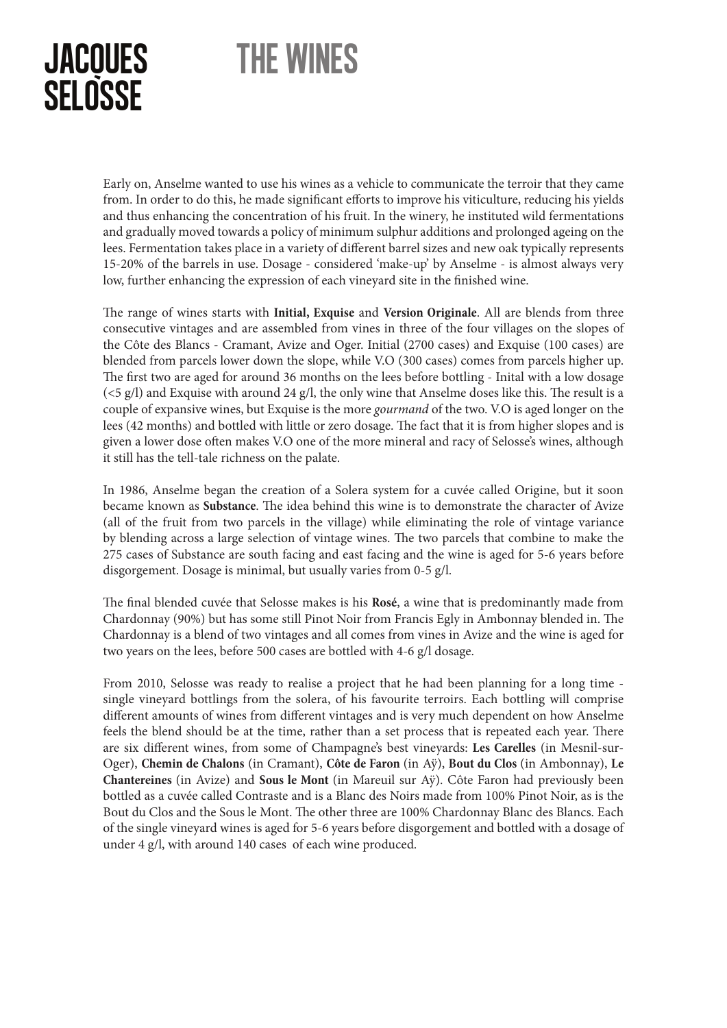# JACQUES SELOSSE

## THE WINES

Early on, Anselme wanted to use his wines as a vehicle to communicate the terroir that they came from. In order to do this, he made significant efforts to improve his viticulture, reducing his yields and thus enhancing the concentration of his fruit. In the winery, he instituted wild fermentations and gradually moved towards a policy of minimum sulphur additions and prolonged ageing on the lees. Fermentation takes place in a variety of different barrel sizes and new oak typically represents 15-20% of the barrels in use. Dosage - considered 'make-up' by Anselme - is almost always very low, further enhancing the expression of each vineyard site in the finished wine.

The range of wines starts with **Initial, Exquise** and **Version Originale**. All are blends from three consecutive vintages and are assembled from vines in three of the four villages on the slopes of the Côte des Blancs - Cramant, Avize and Oger. Initial (2700 cases) and Exquise (100 cases) are blended from parcels lower down the slope, while V.O (300 cases) comes from parcels higher up. The first two are aged for around 36 months on the lees before bottling - Inital with a low dosage (<5 g/l) and Exquise with around 24 g/l, the only wine that Anselme doses like this. The result is a couple of expansive wines, but Exquise is the more *gourmand* of the two. V.O is aged longer on the lees (42 months) and bottled with little or zero dosage. The fact that it is from higher slopes and is given a lower dose often makes V.O one of the more mineral and racy of Selosse's wines, although it still has the tell-tale richness on the palate.

In 1986, Anselme began the creation of a Solera system for a cuvée called Origine, but it soon became known as **Substance**. The idea behind this wine is to demonstrate the character of Avize (all of the fruit from two parcels in the village) while eliminating the role of vintage variance by blending across a large selection of vintage wines. The two parcels that combine to make the 275 cases of Substance are south facing and east facing and the wine is aged for 5-6 years before disgorgement. Dosage is minimal, but usually varies from 0-5 g/l.

The final blended cuvée that Selosse makes is his **Rosé**, a wine that is predominantly made from Chardonnay (90%) but has some still Pinot Noir from Francis Egly in Ambonnay blended in. The Chardonnay is a blend of two vintages and all comes from vines in Avize and the wine is aged for two years on the lees, before 500 cases are bottled with 4-6 g/l dosage.

From 2010, Selosse was ready to realise a project that he had been planning for a long time - single vineyard bottlings from the solera, of his favourite terroirs. Each bottling will comprise different amounts of wines from different vintages and is very much dependent on how Anselme feels the blend should be at the time, rather than a set process that is repeated each year. There are six different wines, from some of Champagne's best vineyards: **Les Carelles** (in Mesnil-sur-Oger), **Chemin de Chalons** (in Cramant), **Côte de Faron** (in Aÿ), **Bout du Clos** (in Ambonnay), **Le Chantereines** (in Avize) and **Sous le Mont** (in Mareuil sur Aÿ). Côte Faron had previously been bottled as a cuvée called Contraste and is a Blanc des Noirs made from 100% Pinot Noir, as is the Bout du Clos and the Sous le Mont. The other three are 100% Chardonnay Blanc des Blancs. Each of the single vineyard wines is aged for 5-6 years before disgorgement and bottled with a dosage of under 4 g/l, with around 140 cases of each wine produced.